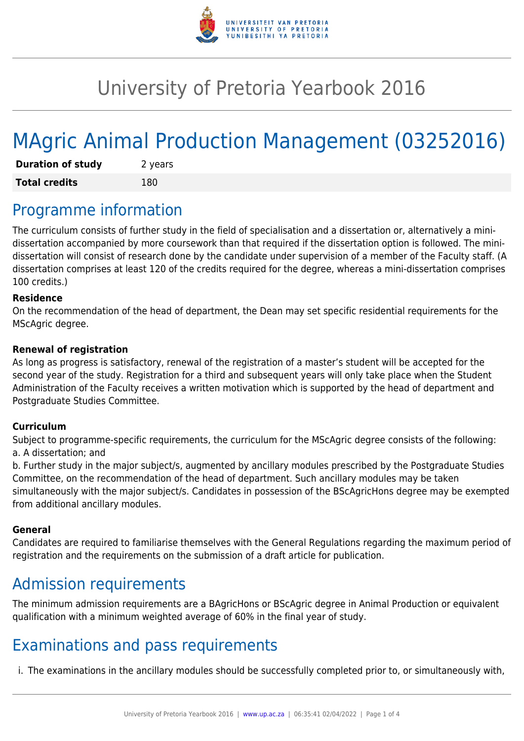# University of Pretoria Yearbook 2016

# MAgric Animal Production Management (03252016)

| **Duration of study** | 2 years |
|---|---|
| **Total credits** | 180 |

## Programme information

The curriculum consists of further study in the field of specialisation and a dissertation or, alternatively a mini-dissertation accompanied by more coursework than that required if the dissertation option is followed. The mini-dissertation will consist of research done by the candidate under supervision of a member of the Faculty staff. (A dissertation comprises at least 120 of the credits required for the degree, whereas a mini-dissertation comprises 100 credits.)

### Residence

On the recommendation of the head of department, the Dean may set specific residential requirements for the MScAgric degree.

### Renewal of registration

As long as progress is satisfactory, renewal of the registration of a master's student will be accepted for the second year of the study. Registration for a third and subsequent years will only take place when the Student Administration of the Faculty receives a written motivation which is supported by the head of department and Postgraduate Studies Committee.

### Curriculum

Subject to programme-specific requirements, the curriculum for the MScAgric degree consists of the following:
a. A dissertation; and
b. Further study in the major subject/s, augmented by ancillary modules prescribed by the Postgraduate Studies Committee, on the recommendation of the head of department. Such ancillary modules may be taken simultaneously with the major subject/s. Candidates in possession of the BScAgricHons degree may be exempted from additional ancillary modules.

### General

Candidates are required to familiarise themselves with the General Regulations regarding the maximum period of registration and the requirements on the submission of a draft article for publication.

## Admission requirements

The minimum admission requirements are a BAgricHons or BScAgric degree in Animal Production or equivalent qualification with a minimum weighted average of 60% in the final year of study.

## Examinations and pass requirements

i. The examinations in the ancillary modules should be successfully completed prior to, or simultaneously with,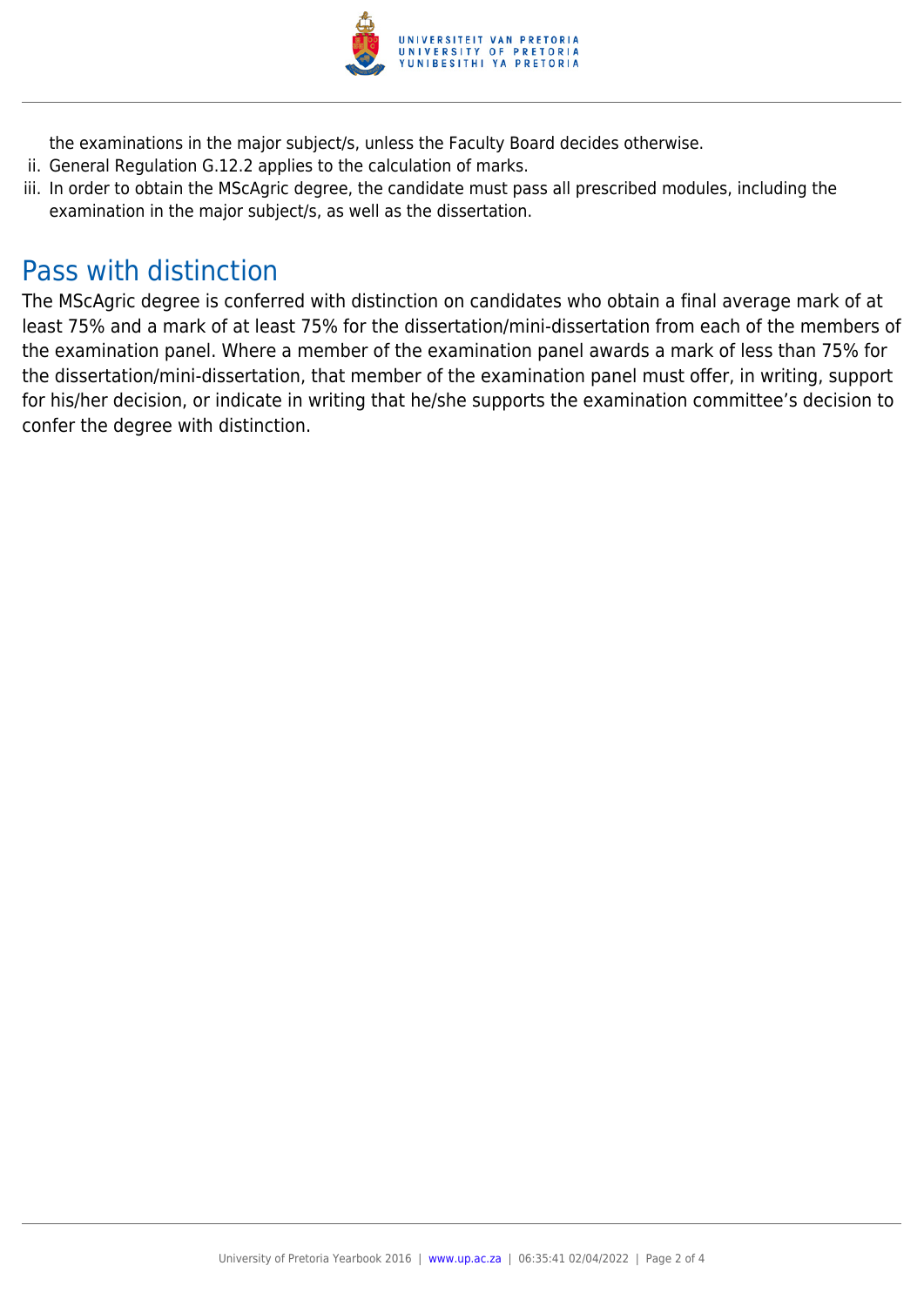the examinations in the major subject/s, unless the Faculty Board decides otherwise.

ii. General Regulation G.12.2 applies to the calculation of marks.

iii. In order to obtain the MScAgric degree, the candidate must pass all prescribed modules, including the examination in the major subject/s, as well as the dissertation.

## Pass with distinction

The MScAgric degree is conferred with distinction on candidates who obtain a final average mark of at least 75% and a mark of at least 75% for the dissertation/mini-dissertation from each of the members of the examination panel. Where a member of the examination panel awards a mark of less than 75% for the dissertation/mini-dissertation, that member of the examination panel must offer, in writing, support for his/her decision, or indicate in writing that he/she supports the examination committee's decision to confer the degree with distinction.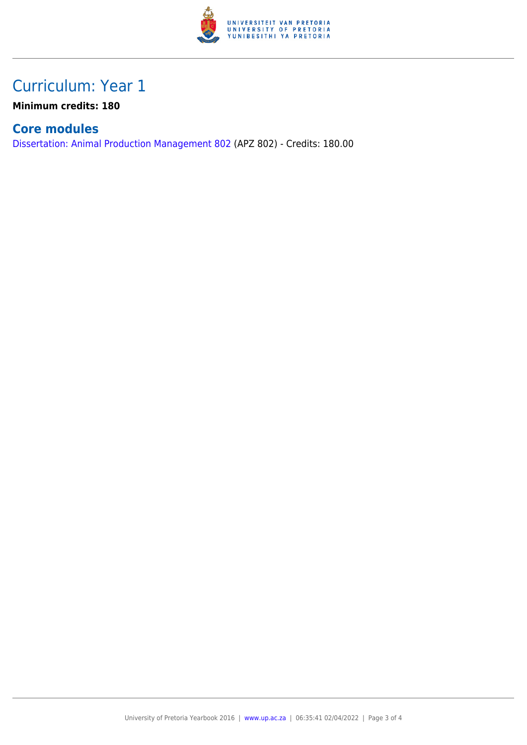# Curriculum: Year 1

**Minimum credits: 180**

## Core modules

Dissertation: Animal Production Management 802 (APZ 802) - Credits: 180.00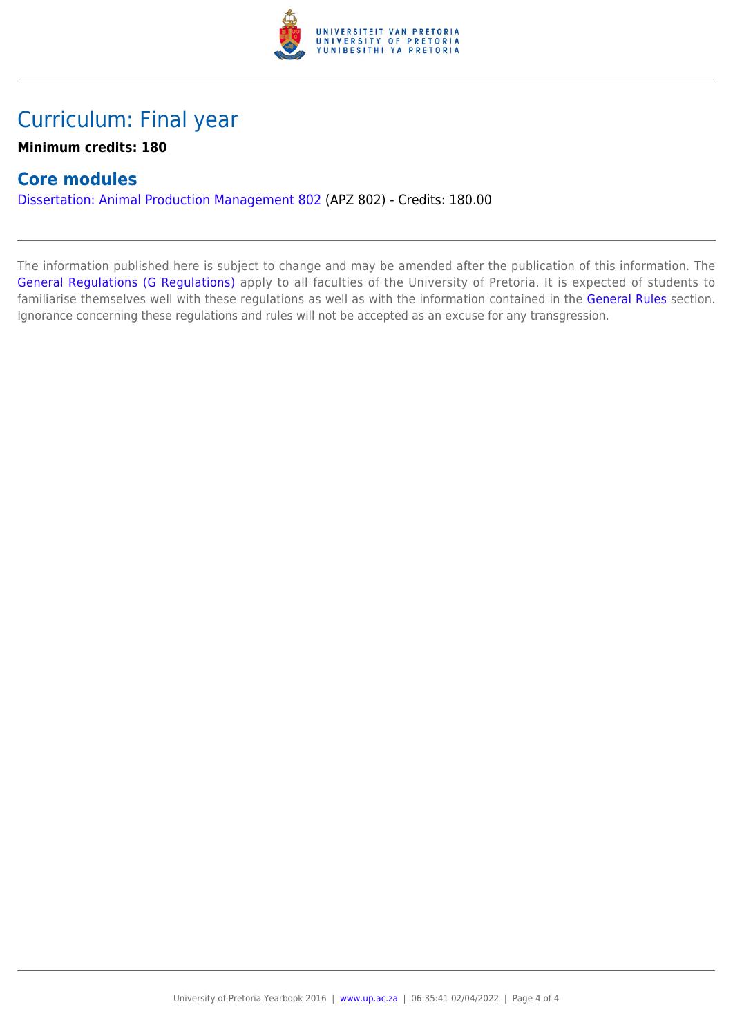## Curriculum: Final year

**Minimum credits: 180**

### Core modules

Dissertation: Animal Production Management 802 (APZ 802) - Credits: 180.00

The information published here is subject to change and may be amended after the publication of this information. The General Regulations (G Regulations) apply to all faculties of the University of Pretoria. It is expected of students to familiarise themselves well with these regulations as well as with the information contained in the General Rules section. Ignorance concerning these regulations and rules will not be accepted as an excuse for any transgression.